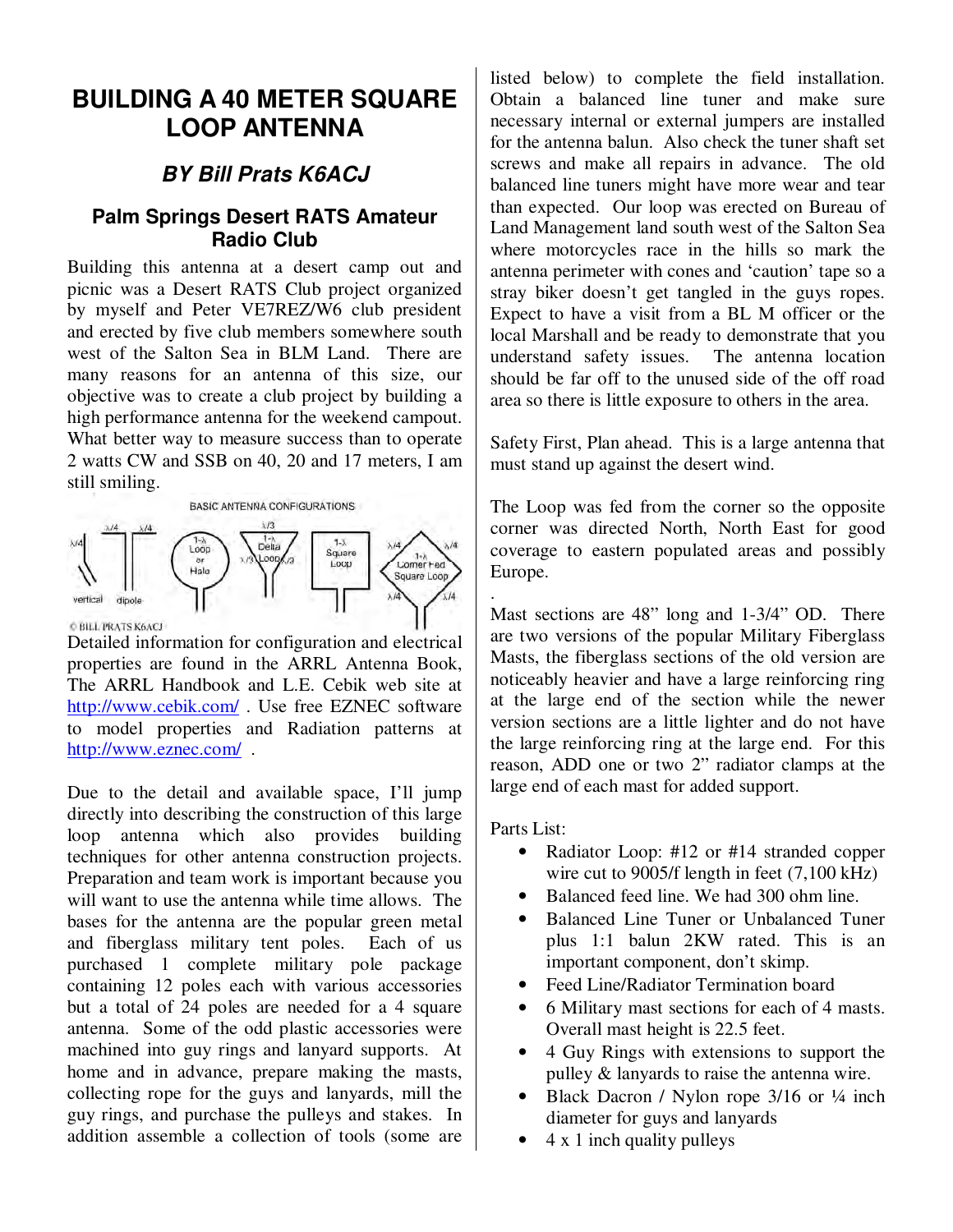# BUILDING A 40 METER SQUARE LOOP ANTENNA

### *BY Bill Prats K6ACJ*

### Palm Springs Desert RATS Amateur Radio Club

Building this antenna at a desert camp out and picnic was a Desert RATS Club project organized by myself and Peter VE7REZ/W6 club president and erected by five club members somewhere south west of the Salton Sea in BLM Land. There are many reasons for an antenna of this size, our objective was to create a club project by building a high performance antenna for the weekend campout. What better way to measure success than to operate 2 watts CW and SSB on 40, 20 and 17 meters, I am still smiling.

BASIC ANTENNA CONFIGURATIONS

© BILL PRATS K6ACJ

Detailed information for configuration and electrical properties are found in the ARRL Antenna Book, The ARRL Handbook and L.E. Cebik web site at http://www.cebik.com/ . Use free EZNEC software to model properties and Radiation patterns at http://www.eznec.com/ .

Due to the detail and available space, I'll jump directly into describing the construction of this large loop antenna which also provides building techniques for other antenna construction projects. Preparation and team work is important because you will want to use the antenna while time allows. The bases for the antenna are the popular green metal and fiberglass military tent poles. Each of us purchased 1 complete military pole package containing 12 poles each with various accessories but a total of 24 poles are needed for a 4 square antenna. Some of the odd plastic accessories were machined into guy rings and lanyard supports. At home and in advance, prepare making the masts, collecting rope for the guys and lanyards, mill the guy rings, and purchase the pulleys and stakes. In addition assemble a collection of tools (some are listed below) to complete the field installation. Obtain a balanced line tuner and make sure necessary internal or external jumpers are installed for the antenna balun. Also check the tuner shaft set screws and make all repairs in advance. The old balanced line tuners might have more wear and tear than expected. Our loop was erected on Bureau of Land Management land south west of the Salton Sea where motorcycles race in the hills so mark the antenna perimeter with cones and 'caution' tape so a stray biker doesn't get tangled in the guys ropes. Expect to have a visit from a BL M officer or the local Marshall and be ready to demonstrate that you understand safety issues. The antenna location should be far off to the unused side of the off road area so there is little exposure to others in the area.

Safety First, Plan ahead. This is a large antenna that must stand up against the desert wind.

The Loop was fed from the corner so the opposite corner was directed North, North East for good coverage to eastern populated areas and possibly Europe.

.

Mast sections are 48" long and 1-3/4" OD. There are two versions of the popular Military Fiberglass Masts, the fiberglass sections of the old version are noticeably heavier and have a large reinforcing ring at the large end of the section while the newer version sections are a little lighter and do not have the large reinforcing ring at the large end. For this reason, ADD one or two 2" radiator clamps at the large end of each mast for added support.

Parts List:

- Radiator Loop: #12 or #14 stranded copper wire cut to 9005/f length in feet (7,100 kHz)
- Balanced feed line. We had 300 ohm line.
- Balanced Line Tuner or Unbalanced Tuner plus 1:1 balun 2KW rated. This is an important component, don't skimp.
- Feed Line/Radiator Termination board
- 6 Military mast sections for each of 4 masts. Overall mast height is 22.5 feet.
- 4 Guy Rings with extensions to support the pulley & lanyards to raise the antenna wire.
- Black Dacron / Nylon rope 3/16 or ¼ inch diameter for guys and lanyards
- 4 x 1 inch quality pulleys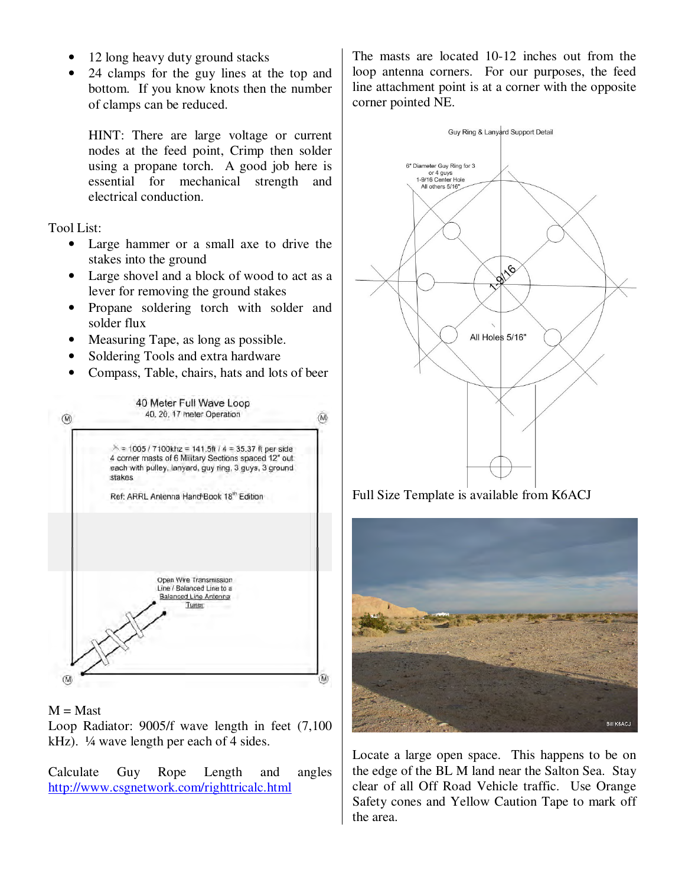- 12 long heavy duty ground stacks
- 24 clamps for the guy lines at the top and bottom. If you know knots then the number of clamps can be reduced.

  HINT: There are large voltage or current nodes at the feed point, Crimp then solder using a propane torch. A good job here is essential for mechanical strength and electrical conduction.

Tool List:

- Large hammer or a small axe to drive the stakes into the ground
- Large shovel and a block of wood to act as a lever for removing the ground stakes
- Propane soldering torch with solder and solder flux
- Measuring Tape, as long as possible.
- Soldering Tools and extra hardware
- Compass, Table, chairs, hats and lots of beer

40 Meter Full Wave Loop
40, 20, 17 meter Operation

$\lambda$ = 1005 / 7100khz = 141.5ft / 4 = 35.37 ft per side
4 corner masts of 6 Military Sections spaced 12" out each with pulley, lanyard, guy ring, 3 guys, 3 ground stakes

Ref: ARRL Antenna HandBook 18th Edition

Open Wire Transmission Line / Balanced Line to a Balanced Line Antenna Tuner

M = Mast
Loop Radiator: 9005/f wave length in feet (7,100 kHz). ¼ wave length per each of 4 sides.

Calculate Guy Rope Length and angles http://www.csgnetwork.com/righttricalc.html

The masts are located 10-12 inches out from the loop antenna corners. For our purposes, the feed line attachment point is at a corner with the opposite corner pointed NE.

Guy Ring & Lanyard Support Detail

6" Diameter Guy Ring for 3 or 4 guys
1-9/16 Center Hole
All others 5/16"

1-9/16

All Holes 5/16"

Full Size Template is available from K6ACJ

Bill K6ACJ

Locate a large open space. This happens to be on the edge of the BL M land near the Salton Sea. Stay clear of all Off Road Vehicle traffic. Use Orange Safety cones and Yellow Caution Tape to mark off the area.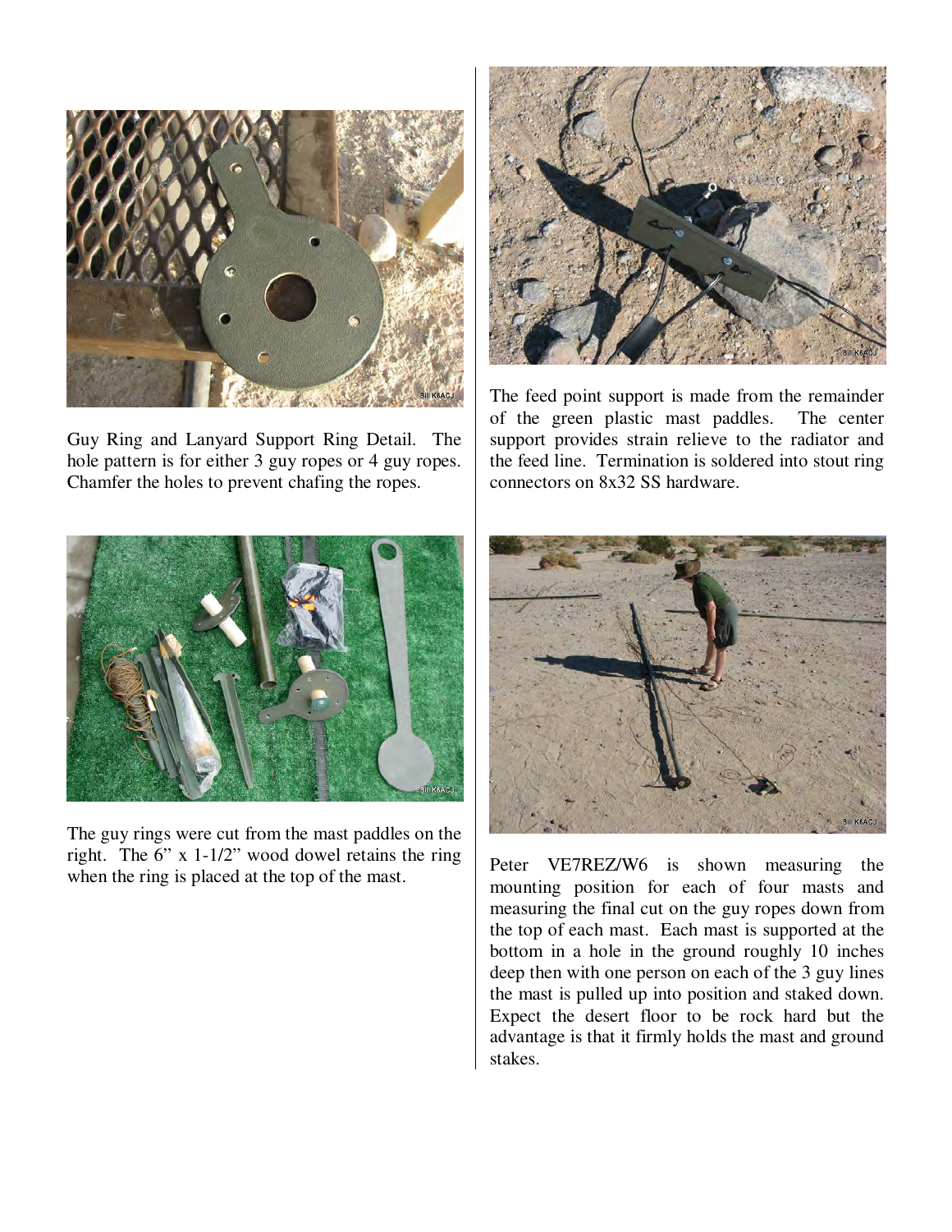Guy Ring and Lanyard Support Ring Detail. The hole pattern is for either 3 guy ropes or 4 guy ropes. Chamfer the holes to prevent chafing the ropes.

The guy rings were cut from the mast paddles on the right. The 6" x 1-1/2" wood dowel retains the ring when the ring is placed at the top of the mast.

The feed point support is made from the remainder of the green plastic mast paddles. The center support provides strain relieve to the radiator and the feed line. Termination is soldered into stout ring connectors on 8x32 SS hardware.

Peter VE7REZ/W6 is shown measuring the mounting position for each of four masts and measuring the final cut on the guy ropes down from the top of each mast. Each mast is supported at the bottom in a hole in the ground roughly 10 inches deep then with one person on each of the 3 guy lines the mast is pulled up into position and staked down. Expect the desert floor to be rock hard but the advantage is that it firmly holds the mast and ground stakes.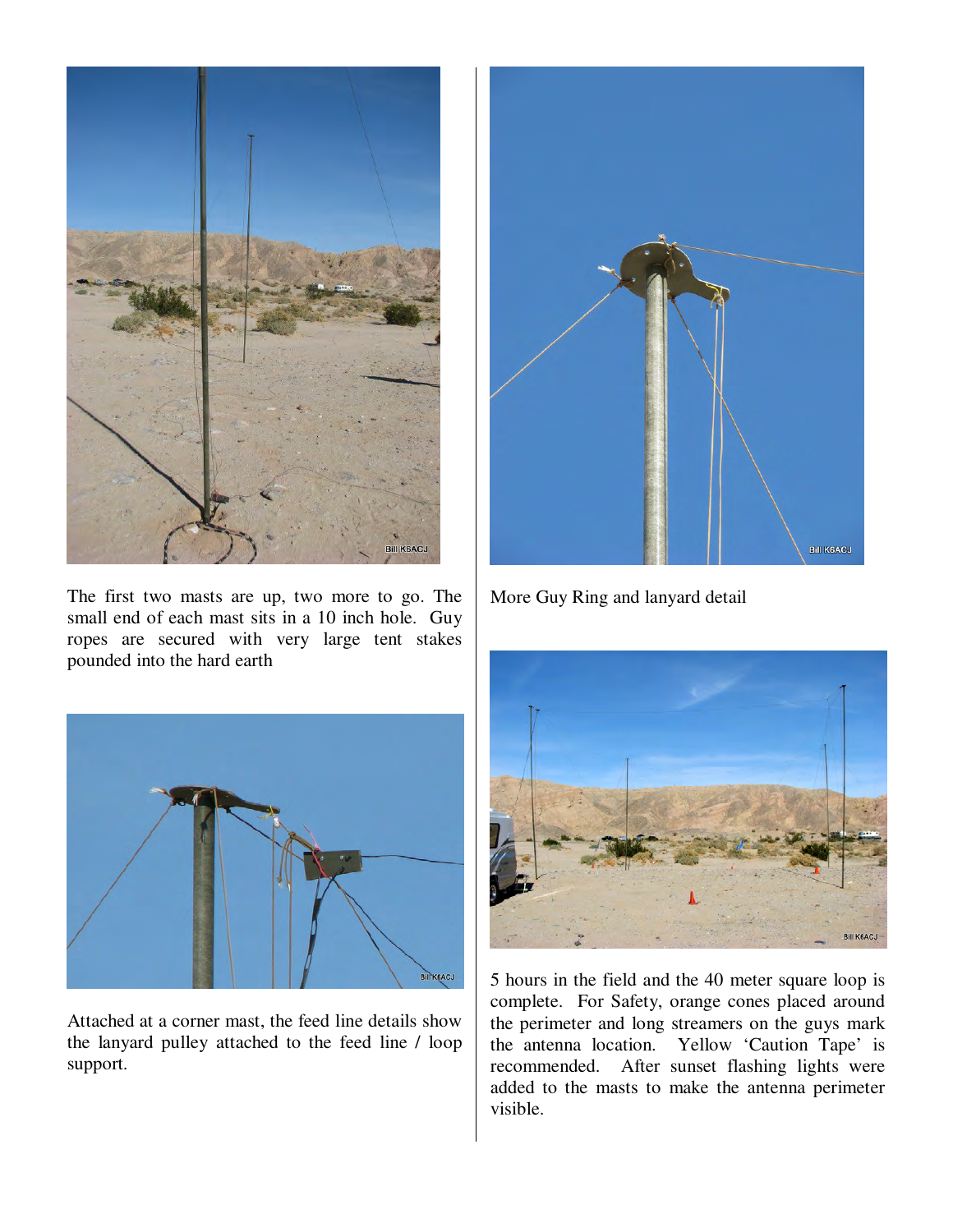The first two masts are up, two more to go. The small end of each mast sits in a 10 inch hole. Guy ropes are secured with very large tent stakes pounded into the hard earth

Attached at a corner mast, the feed line details show the lanyard pulley attached to the feed line / loop support.

More Guy Ring and lanyard detail

5 hours in the field and the 40 meter square loop is complete. For Safety, orange cones placed around the perimeter and long streamers on the guys mark the antenna location. Yellow 'Caution Tape' is recommended. After sunset flashing lights were added to the masts to make the antenna perimeter visible.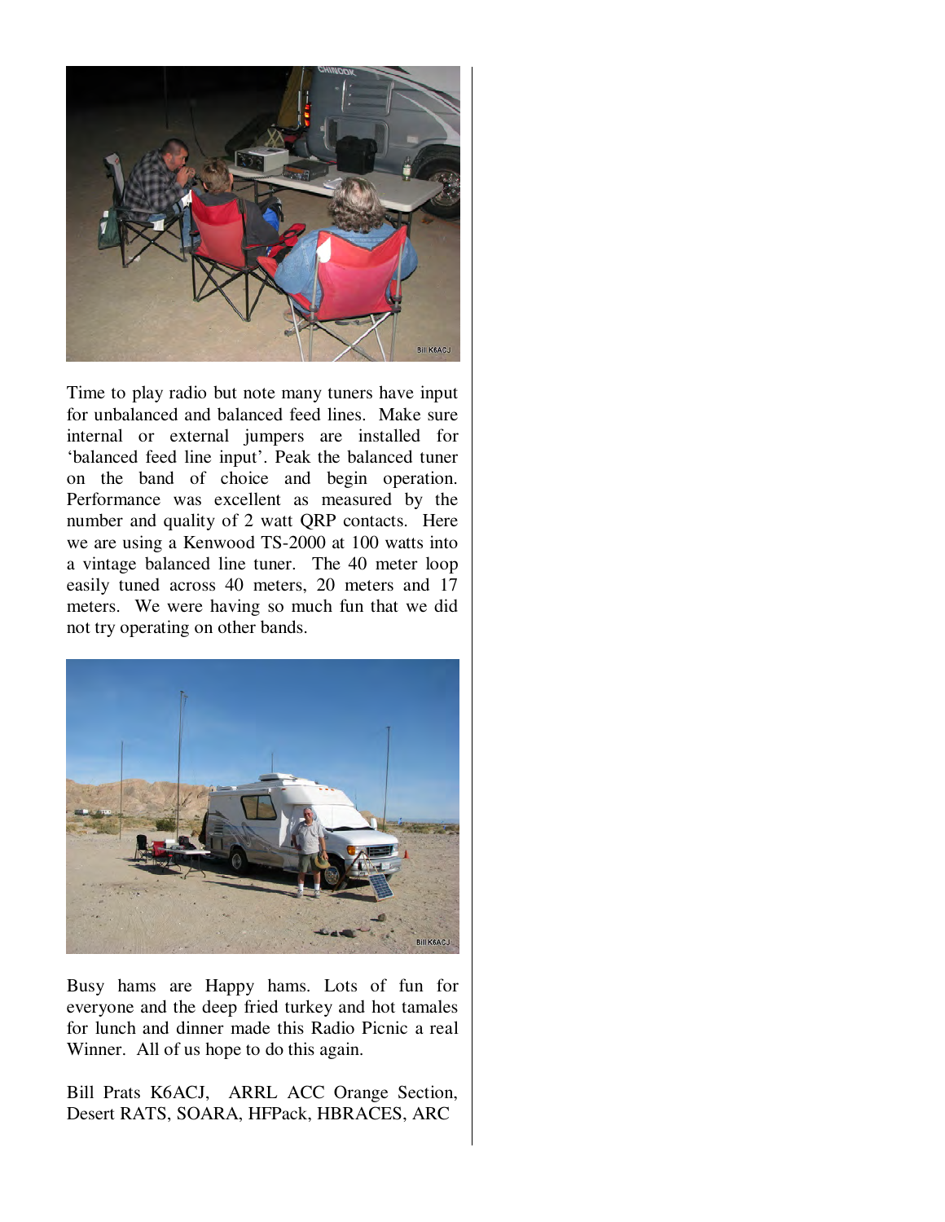Time to play radio but note many tuners have input for unbalanced and balanced feed lines. Make sure internal or external jumpers are installed for 'balanced feed line input'. Peak the balanced tuner on the band of choice and begin operation. Performance was excellent as measured by the number and quality of 2 watt QRP contacts. Here we are using a Kenwood TS-2000 at 100 watts into a vintage balanced line tuner. The 40 meter loop easily tuned across 40 meters, 20 meters and 17 meters. We were having so much fun that we did not try operating on other bands.

Busy hams are Happy hams. Lots of fun for everyone and the deep fried turkey and hot tamales for lunch and dinner made this Radio Picnic a real Winner. All of us hope to do this again.

Bill Prats K6ACJ, ARRL ACC Orange Section, Desert RATS, SOARA, HFPack, HBRACES, ARC